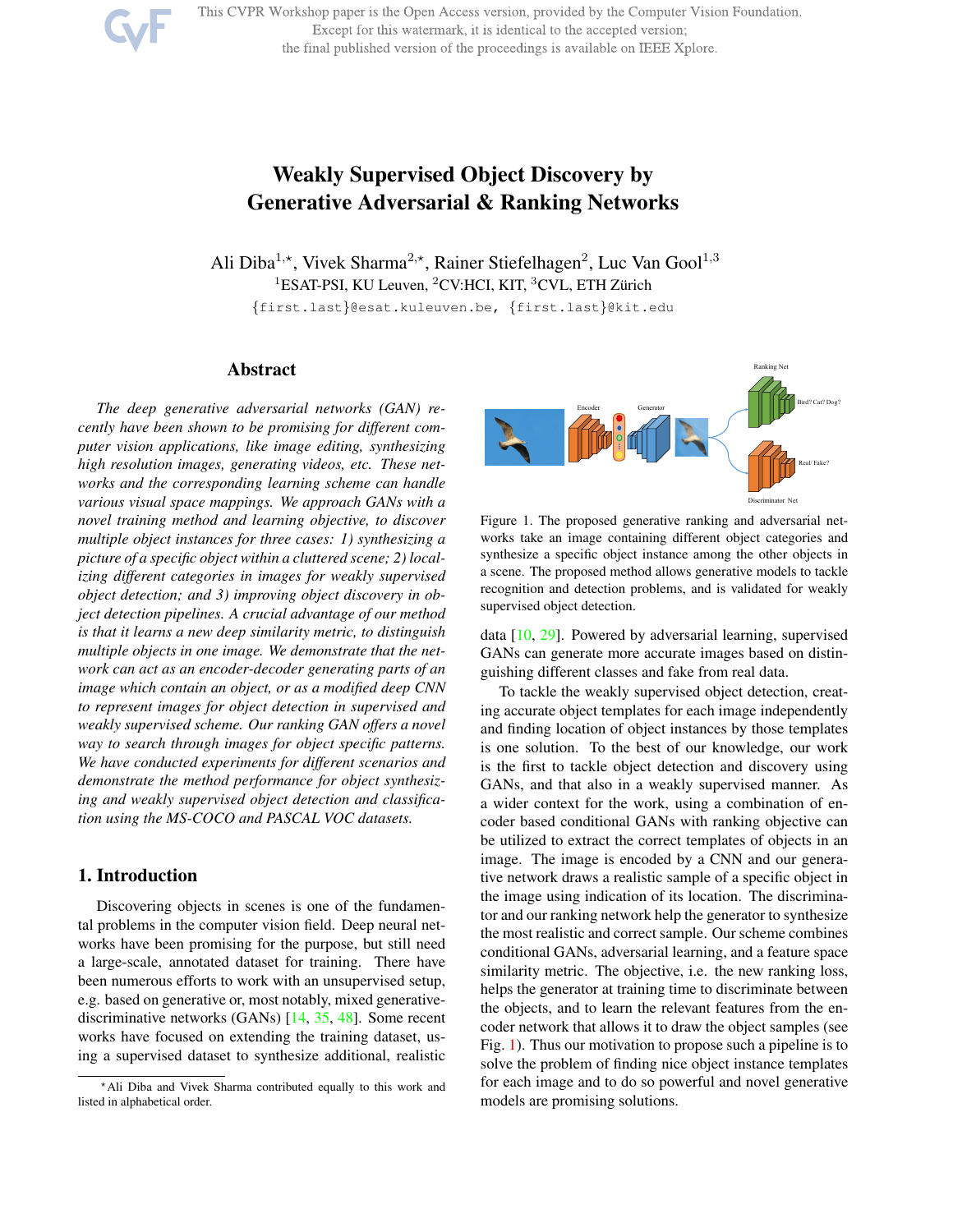# Weakly Supervised Object Discovery by Generative Adversarial & Ranking Networks

Ali Diba[1,⋆], Vivek Sharma[2,⋆], Rainer Stiefelhagen[2], Luc Van Gool[1,3]

[1]ESAT-PSI, KU Leuven, [2]CV:HCI, KIT, [3]CVL, ETH Zürich

{first.last}@esat.kuleuven.be, {first.last}@kit.edu

## Abstract

*The deep generative adversarial networks (GAN) recently have been shown to be promising for different computer vision applications, like image editing, synthesizing high resolution images, generating videos, etc. These networks and the corresponding learning scheme can handle various visual space mappings. We approach GANs with a novel training method and learning objective, to discover multiple object instances for three cases: 1) synthesizing a picture of a specific object within a cluttered scene; 2) localizing different categories in images for weakly supervised object detection; and 3) improving object discovery in object detection pipelines. A crucial advantage of our method is that it learns a new deep similarity metric, to distinguish multiple objects in one image. We demonstrate that the network can act as an encoder-decoder generating parts of an image which contain an object, or as a modified deep CNN to represent images for object detection in supervised and weakly supervised scheme. Our ranking GAN offers a novel way to search through images for object specific patterns. We have conducted experiments for different scenarios and demonstrate the method performance for object synthesizing and weakly supervised object detection and classification using the MS-COCO and PASCAL VOC datasets.*

## 1. Introduction

Discovering objects in scenes is one of the fundamental problems in the computer vision field. Deep neural networks have been promising for the purpose, but still need a large-scale, annotated dataset for training. There have been numerous efforts to work with an unsupervised setup, e.g. based on generative or, most notably, mixed generative-discriminative networks (GANs) [14, 35, 48]. Some recent works have focused on extending the training dataset, using a supervised dataset to synthesize additional, realistic data [10, 29]. Powered by adversarial learning, supervised GANs can generate more accurate images based on distinguishing different classes and fake from real data.

Figure 1. The proposed generative ranking and adversarial networks take an image containing different object categories and synthesize a specific object instance among the other objects in a scene. The proposed method allows generative models to tackle recognition and detection problems, and is validated for weakly supervised object detection.

To tackle the weakly supervised object detection, creating accurate object templates for each image independently and finding location of object instances by those templates is one solution. To the best of our knowledge, our work is the first to tackle object detection and discovery using GANs, and that also in a weakly supervised manner. As a wider context for the work, using a combination of encoder based conditional GANs with ranking objective can be utilized to extract the correct templates of objects in an image. The image is encoded by a CNN and our generative network draws a realistic sample of a specific object in the image using indication of its location. The discriminator and our ranking network help the generator to synthesize the most realistic and correct sample. Our scheme combines conditional GANs, adversarial learning, and a feature space similarity metric. The objective, i.e. the new ranking loss, helps the generator at training time to discriminate between the objects, and to learn the relevant features from the encoder network that allows it to draw the object samples (see Fig. 1). Thus our motivation to propose such a pipeline is to solve the problem of finding nice object instance templates for each image and to do so powerful and novel generative models are promising solutions.

⋆Ali Diba and Vivek Sharma contributed equally to this work and listed in alphabetical order.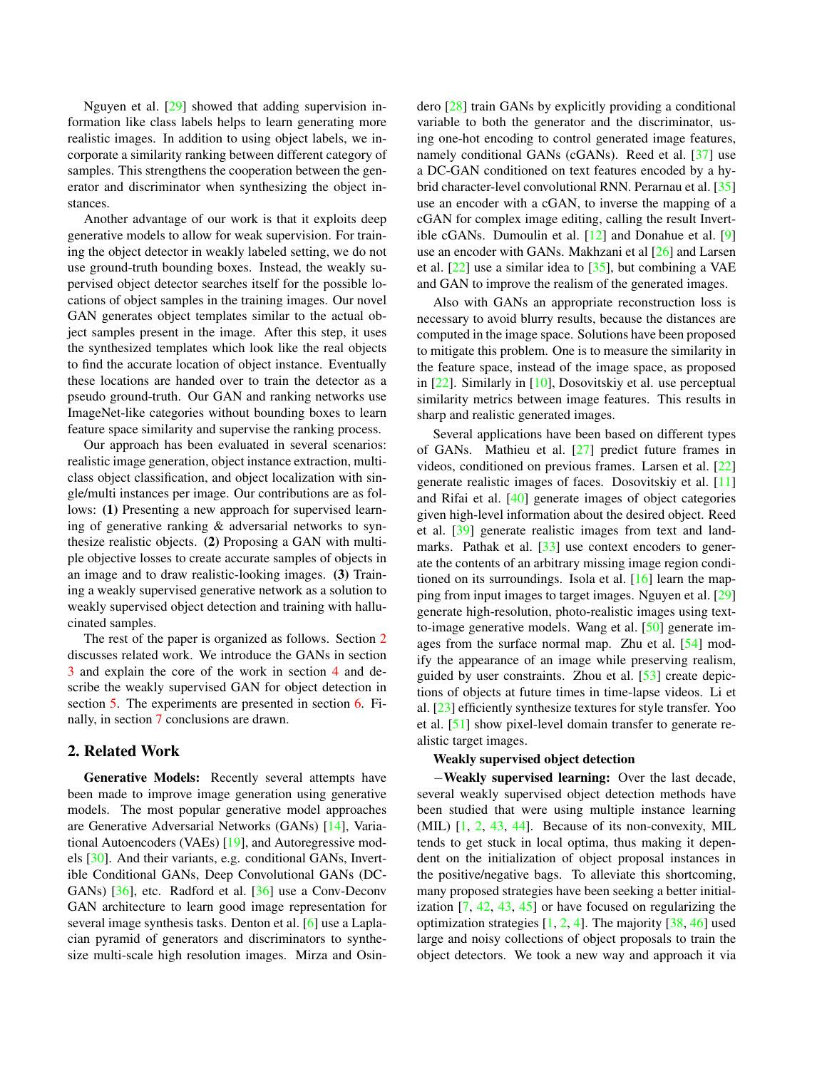Nguyen et al. [29] showed that adding supervision information like class labels helps to learn generating more realistic images. In addition to using object labels, we incorporate a similarity ranking between different category of samples. This strengthens the cooperation between the generator and discriminator when synthesizing the object instances.

Another advantage of our work is that it exploits deep generative models to allow for weak supervision. For training the object detector in weakly labeled setting, we do not use ground-truth bounding boxes. Instead, the weakly supervised object detector searches itself for the possible locations of object samples in the training images. Our novel GAN generates object templates similar to the actual object samples present in the image. After this step, it uses the synthesized templates which look like the real objects to find the accurate location of object instance. Eventually these locations are handed over to train the detector as a pseudo ground-truth. Our GAN and ranking networks use ImageNet-like categories without bounding boxes to learn feature space similarity and supervise the ranking process.

Our approach has been evaluated in several scenarios: realistic image generation, object instance extraction, multi-class object classification, and object localization with single/multi instances per image. Our contributions are as follows: **(1)** Presenting a new approach for supervised learning of generative ranking & adversarial networks to synthesize realistic objects. **(2)** Proposing a GAN with multiple objective losses to create accurate samples of objects in an image and to draw realistic-looking images. **(3)** Training a weakly supervised generative network as a solution to weakly supervised object detection and training with hallucinated samples.

The rest of the paper is organized as follows. Section 2 discusses related work. We introduce the GANs in section 3 and explain the core of the work in section 4 and describe the weakly supervised GAN for object detection in section 5. The experiments are presented in section 6. Finally, in section 7 conclusions are drawn.

## 2. Related Work

**Generative Models:** Recently several attempts have been made to improve image generation using generative models. The most popular generative model approaches are Generative Adversarial Networks (GANs) [14], Variational Autoencoders (VAEs) [19], and Autoregressive models [30]. And their variants, e.g. conditional GANs, Invertible Conditional GANs, Deep Convolutional GANs (DC-GANs) [36], etc. Radford et al. [36] use a Conv-Deconv GAN architecture to learn good image representation for several image synthesis tasks. Denton et al. [6] use a Laplacian pyramid of generators and discriminators to synthesize multi-scale high resolution images. Mirza and Osindero [28] train GANs by explicitly providing a conditional variable to both the generator and the discriminator, using one-hot encoding to control generated image features, namely conditional GANs (cGANs). Reed et al. [37] use a DC-GAN conditioned on text features encoded by a hybrid character-level convolutional RNN. Perarnau et al. [35] use an encoder with a cGAN, to inverse the mapping of a cGAN for complex image editing, calling the result Invertible cGANs. Dumoulin et al. [12] and Donahue et al. [9] use an encoder with GANs. Makhzani et al [26] and Larsen et al. [22] use a similar idea to [35], but combining a VAE and GAN to improve the realism of the generated images.

Also with GANs an appropriate reconstruction loss is necessary to avoid blurry results, because the distances are computed in the image space. Solutions have been proposed to mitigate this problem. One is to measure the similarity in the feature space, instead of the image space, as proposed in [22]. Similarly in [10], Dosovitskiy et al. use perceptual similarity metrics between image features. This results in sharp and realistic generated images.

Several applications have been based on different types of GANs. Mathieu et al. [27] predict future frames in videos, conditioned on previous frames. Larsen et al. [22] generate realistic images of faces. Dosovitskiy et al. [11] and Rifai et al. [40] generate images of object categories given high-level information about the desired object. Reed et al. [39] generate realistic images from text and landmarks. Pathak et al. [33] use context encoders to generate the contents of an arbitrary missing image region conditioned on its surroundings. Isola et al. [16] learn the mapping from input images to target images. Nguyen et al. [29] generate high-resolution, photo-realistic images using text-to-image generative models. Wang et al. [50] generate images from the surface normal map. Zhu et al. [54] modify the appearance of an image while preserving realism, guided by user constraints. Zhou et al. [53] create depictions of objects at future times in time-lapse videos. Li et al. [23] efficiently synthesize textures for style transfer. Yoo et al. [51] show pixel-level domain transfer to generate realistic target images.

**Weakly supervised object detection**

−**Weakly supervised learning:** Over the last decade, several weakly supervised object detection methods have been studied that were using multiple instance learning (MIL) [1, 2, 43, 44]. Because of its non-convexity, MIL tends to get stuck in local optima, thus making it dependent on the initialization of object proposal instances in the positive/negative bags. To alleviate this shortcoming, many proposed strategies have been seeking a better initialization [7, 42, 43, 45] or have focused on regularizing the optimization strategies [1, 2, 4]. The majority [38, 46] used large and noisy collections of object proposals to train the object detectors. We took a new way and approach it via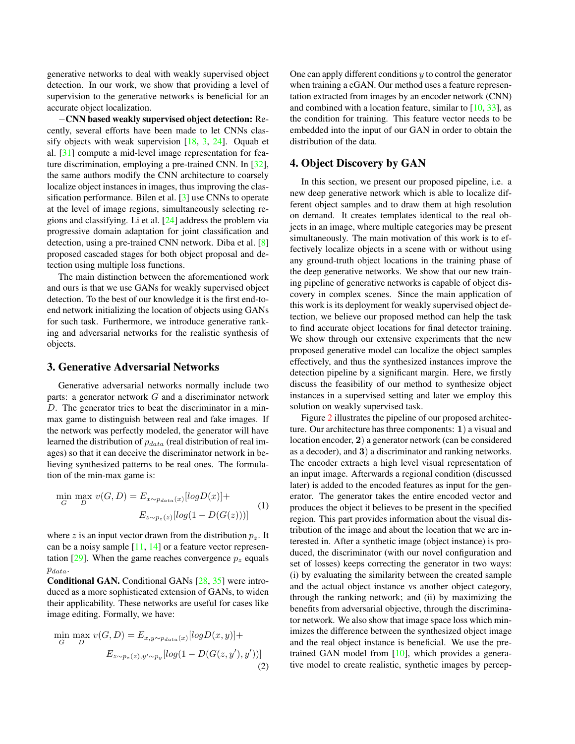generative networks to deal with weakly supervised object detection. In our work, we show that providing a level of supervision to the generative networks is beneficial for an accurate object localization.

−**CNN based weakly supervised object detection:** Recently, several efforts have been made to let CNNs classify objects with weak supervision [18, 3, 24]. Oquab et al. [31] compute a mid-level image representation for feature discrimination, employing a pre-trained CNN. In [32], the same authors modify the CNN architecture to coarsely localize object instances in images, thus improving the classification performance. Bilen et al. [3] use CNNs to operate at the level of image regions, simultaneously selecting regions and classifying. Li et al. [24] address the problem via progressive domain adaptation for joint classification and detection, using a pre-trained CNN network. Diba et al. [8] proposed cascaded stages for both object proposal and detection using multiple loss functions.

The main distinction between the aforementioned work and ours is that we use GANs for weakly supervised object detection. To the best of our knowledge it is the first end-to-end network initializing the location of objects using GANs for such task. Furthermore, we introduce generative ranking and adversarial networks for the realistic synthesis of objects.

## 3. Generative Adversarial Networks

Generative adversarial networks normally include two parts: a generator network $G$ and a discriminator network $D$. The generator tries to beat the discriminator in a min-max game to distinguish between real and fake images. If the network was perfectly modeled, the generator will have learned the distribution of $p_{data}$ (real distribution of real images) so that it can deceive the discriminator network in believing synthesized patterns to be real ones. The formulation of the min-max game is:

$$\min_{G} \max_{D} v(G, D) = E_{x \sim p_{data}(x)}[log D(x)] + E_{z \sim p_z(z)}[log(1 - D(G(z)))] \quad (1)$$

where $z$ is an input vector drawn from the distribution $p_z$. It can be a noisy sample [11, 14] or a feature vector representation [29]. When the game reaches convergence $p_z$ equals $p_{data}$.

**Conditional GAN.** Conditional GANs [28, 35] were introduced as a more sophisticated extension of GANs, to widen their applicability. These networks are useful for cases like image editing. Formally, we have:

$$\min_{G} \max_{D} v(G, D) = E_{x,y \sim p_{data}(x)}[log D(x, y)] + E_{z \sim p_z(z), y' \sim p_y}[log(1 - D(G(z, y'), y'))] \quad (2)$$

One can apply different conditions $y$ to control the generator when training a cGAN. Our method uses a feature representation extracted from images by an encoder network (CNN) and combined with a location feature, similar to [10, 33], as the condition for training. This feature vector needs to be embedded into the input of our GAN in order to obtain the distribution of the data.

## 4. Object Discovery by GAN

In this section, we present our proposed pipeline, i.e. a new deep generative network which is able to localize different object samples and to draw them at high resolution on demand. It creates templates identical to the real objects in an image, where multiple categories may be present simultaneously. The main motivation of this work is to effectively localize objects in a scene with or without using any ground-truth object locations in the training phase of the deep generative networks. We show that our new training pipeline of generative networks is capable of object discovery in complex scenes. Since the main application of this work is its deployment for weakly supervised object detection, we believe our proposed method can help the task to find accurate object locations for final detector training. We show through our extensive experiments that the new proposed generative model can localize the object samples effectively, and thus the synthesized instances improve the detection pipeline by a significant margin. Here, we firstly discuss the feasibility of our method to synthesize object instances in a supervised setting and later we employ this solution on weakly supervised task.

Figure 2 illustrates the pipeline of our proposed architecture. Our architecture has three components: **1**) a visual and location encoder, **2**) a generator network (can be considered as a decoder), and **3**) a discriminator and ranking networks. The encoder extracts a high level visual representation of an input image. Afterwards a regional condition (discussed later) is added to the encoded features as input for the generator. The generator takes the entire encoded vector and produces the object it believes to be present in the specified region. This part provides information about the visual distribution of the image and about the location that we are interested in. After a synthetic image (object instance) is produced, the discriminator (with our novel configuration and set of losses) keeps correcting the generator in two ways: (i) by evaluating the similarity between the created sample and the actual object instance vs another object category, through the ranking network; and (ii) by maximizing the benefits from adversarial objective, through the discriminator network. We also show that image space loss which minimizes the difference between the synthesized object image and the real object instance is beneficial. We use the pre-trained GAN model from [10], which provides a generative model to create realistic, synthetic images by percep-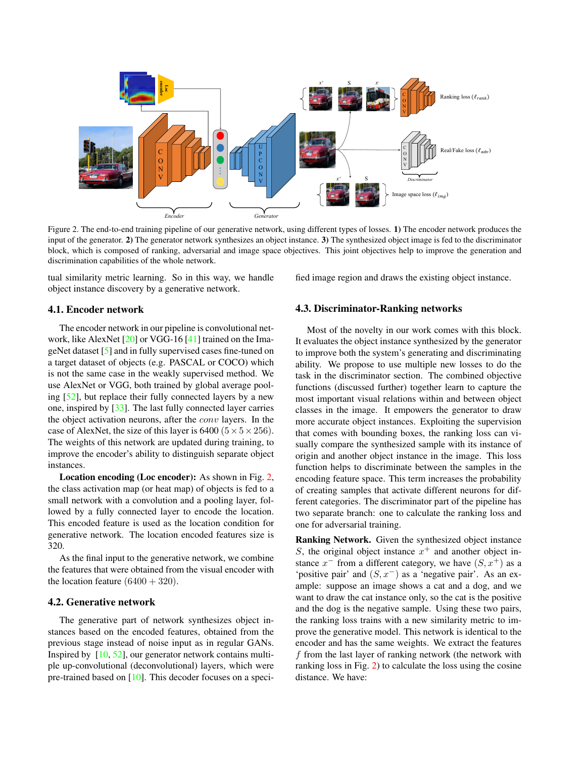Figure 2. The end-to-end training pipeline of our generative network, using different types of losses. **1)** The encoder network produces the input of the generator. **2)** The generator network synthesizes an object instance. **3)** The synthesized object image is fed to the discriminator block, which is composed of ranking, adversarial and image space objectives. This joint objectives help to improve the generation and discrimination capabilities of the whole network.

tual similarity metric learning. So in this way, we handle object instance discovery by a generative network.

### 4.1. Encoder network

The encoder network in our pipeline is convolutional network, like AlexNet [20] or VGG-16 [41] trained on the ImageNet dataset [5] and in fully supervised cases fine-tuned on a target dataset of objects (e.g. PASCAL or COCO) which is not the same case in the weakly supervised method. We use AlexNet or VGG, both trained by global average pooling [52], but replace their fully connected layers by a new one, inspired by [33]. The last fully connected layer carries the object activation neurons, after the $conv$ layers. In the case of AlexNet, the size of this layer is 6400 $(5 \times 5 \times 256)$. The weights of this network are updated during training, to improve the encoder's ability to distinguish separate object instances.

**Location encoding (Loc encoder):** As shown in Fig. 2, the class activation map (or heat map) of objects is fed to a small network with a convolution and a pooling layer, followed by a fully connected layer to encode the location. This encoded feature is used as the location condition for generative network. The location encoded features size is 320.

As the final input to the generative network, we combine the features that were obtained from the visual encoder with the location feature $(6400 + 320)$.

### 4.2. Generative network

The generative part of network synthesizes object instances based on the encoded features, obtained from the previous stage instead of noise input as in regular GANs. Inspired by [10, 52], our generator network contains multiple up-convolutional (deconvolutional) layers, which were pre-trained based on [10]. This decoder focuses on a specified image region and draws the existing object instance.

### 4.3. Discriminator-Ranking networks

Most of the novelty in our work comes with this block. It evaluates the object instance synthesized by the generator to improve both the system's generating and discriminating ability. We propose to use multiple new losses to do the task in the discriminator section. The combined objective functions (discussed further) together learn to capture the most important visual relations within and between object classes in the image. It empowers the generator to draw more accurate object instances. Exploiting the supervision that comes with bounding boxes, the ranking loss can visually compare the synthesized sample with its instance of origin and another object instance in the image. This loss function helps to discriminate between the samples in the encoding feature space. This term increases the probability of creating samples that activate different neurons for different categories. The discriminator part of the pipeline has two separate branch: one to calculate the ranking loss and one for adversarial training.

**Ranking Network.** Given the synthesized object instance $S$, the original object instance $x^+$ and another object instance $x^-$ from a different category, we have $(S, x^+)$ as a 'positive pair' and $(S, x^-)$ as a 'negative pair'. As an example: suppose an image shows a cat and a dog, and we want to draw the cat instance only, so the cat is the positive and the dog is the negative sample. Using these two pairs, the ranking loss trains with a new similarity metric to improve the generative model. This network is identical to the encoder and has the same weights. We extract the features $f$ from the last layer of ranking network (the network with ranking loss in Fig. 2) to calculate the loss using the cosine distance. We have: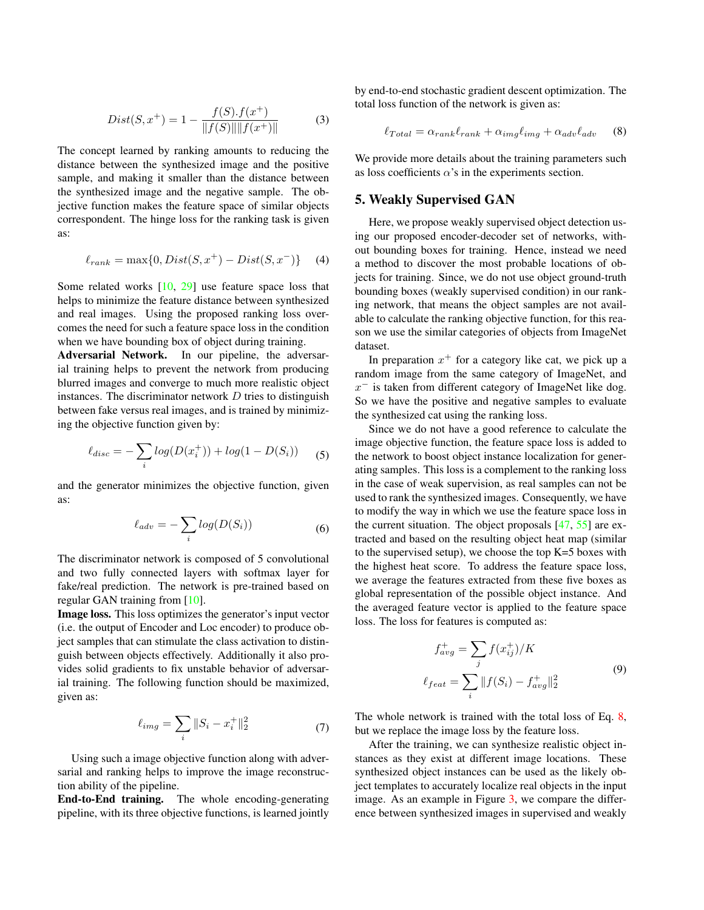$$Dist(S, x^+) = 1 - \frac{f(S).f(x^+)}{\|f(S)\|\|f(x^+)\|} \tag{3}$$

The concept learned by ranking amounts to reducing the distance between the synthesized image and the positive sample, and making it smaller than the distance between the synthesized image and the negative sample. The objective function makes the feature space of similar objects correspondent. The hinge loss for the ranking task is given as:

$$\ell_{rank} = \max\{0, Dist(S, x^+) - Dist(S, x^-)\} \tag{4}$$

Some related works [10, 29] use feature space loss that helps to minimize the feature distance between synthesized and real images. Using the proposed ranking loss overcomes the need for such a feature space loss in the condition when we have bounding box of object during training.

**Adversarial Network.** In our pipeline, the adversarial training helps to prevent the network from producing blurred images and converge to much more realistic object instances. The discriminator network $D$ tries to distinguish between fake versus real images, and is trained by minimizing the objective function given by:

$$\ell_{disc} = -\sum_i log(D(x_i^+)) + log(1 - D(S_i)) \tag{5}$$

and the generator minimizes the objective function, given as:

$$\ell_{adv} = -\sum_i log(D(S_i)) \tag{6}$$

The discriminator network is composed of 5 convolutional and two fully connected layers with softmax layer for fake/real prediction. The network is pre-trained based on regular GAN training from [10].

**Image loss.** This loss optimizes the generator's input vector (i.e. the output of Encoder and Loc encoder) to produce object samples that can stimulate the class activation to distinguish between objects effectively. Additionally it also provides solid gradients to fix unstable behavior of adversarial training. The following function should be maximized, given as:

$$\ell_{img} = \sum_i \|S_i - x_i^+\|_2^2 \tag{7}$$

Using such a image objective function along with adversarial and ranking helps to improve the image reconstruction ability of the pipeline.

**End-to-End training.** The whole encoding-generating pipeline, with its three objective functions, is learned jointly by end-to-end stochastic gradient descent optimization. The total loss function of the network is given as:

$$\ell_{Total} = \alpha_{rank}\ell_{rank} + \alpha_{img}\ell_{img} + \alpha_{adv}\ell_{adv} \tag{8}$$

We provide more details about the training parameters such as loss coefficients $\alpha$'s in the experiments section.

## 5. Weakly Supervised GAN

Here, we propose weakly supervised object detection using our proposed encoder-decoder set of networks, without bounding boxes for training. Hence, instead we need a method to discover the most probable locations of objects for training. Since, we do not use object ground-truth bounding boxes (weakly supervised condition) in our ranking network, that means the object samples are not available to calculate the ranking objective function, for this reason we use the similar categories of objects from ImageNet dataset.

In preparation $x^+$ for a category like cat, we pick up a random image from the same category of ImageNet, and $x^-$ is taken from different category of ImageNet like dog. So we have the positive and negative samples to evaluate the synthesized cat using the ranking loss.

Since we do not have a good reference to calculate the image objective function, the feature space loss is added to the network to boost object instance localization for generating samples. This loss is a complement to the ranking loss in the case of weak supervision, as real samples can not be used to rank the synthesized images. Consequently, we have to modify the way in which we use the feature space loss in the current situation. The object proposals [47, 55] are extracted and based on the resulting object heat map (similar to the supervised setup), we choose the top K=5 boxes with the highest heat score. To address the feature space loss, we average the features extracted from these five boxes as global representation of the possible object instance. And the averaged feature vector is applied to the feature space loss. The loss for features is computed as:

$$\begin{aligned} f_{avg}^+ &= \sum_j f(x_{ij}^+)/K \\ \ell_{feat} &= \sum_i \|f(S_i) - f_{avg}^+\|_2^2 \end{aligned} \tag{9}$$

The whole network is trained with the total loss of Eq. 8, but we replace the image loss by the feature loss.

After the training, we can synthesize realistic object instances as they exist at different image locations. These synthesized object instances can be used as the likely object templates to accurately localize real objects in the input image. As an example in Figure 3, we compare the difference between synthesized images in supervised and weakly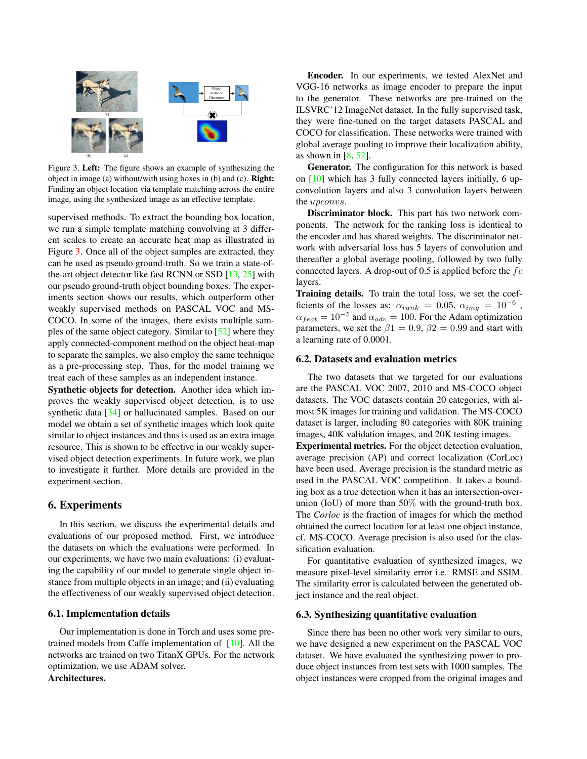Figure 3. **Left:** The figure shows an example of synthesizing the object in image (a) without/with using boxes in (b) and (c). **Right:** Finding an object location via template matching across the entire image, using the synthesized image as an effective template.

supervised methods. To extract the bounding box location, we run a simple template matching convolving at 3 different scales to create an accurate heat map as illustrated in Figure 3. Once all of the object samples are extracted, they can be used as pseudo ground-truth. So we train a state-of-the-art object detector like fast RCNN or SSD [13, 25] with our pseudo ground-truth object bounding boxes. The experiments section shows our results, which outperform other weakly supervised methods on PASCAL VOC and MS-COCO. In some of the images, there exists multiple samples of the same object category. Similar to [52] where they apply connected-component method on the object heat-map to separate the samples, we also employ the same technique as a pre-processing step. Thus, for the model training we treat each of these samples as an independent instance.

**Synthetic objects for detection.** Another idea which improves the weakly supervised object detection, is to use synthetic data [34] or hallucinated samples. Based on our model we obtain a set of synthetic images which look quite similar to object instances and thus is used as an extra image resource. This is shown to be effective in our weakly supervised object detection experiments. In future work, we plan to investigate it further. More details are provided in the experiment section.

# 6. Experiments

In this section, we discuss the experimental details and evaluations of our proposed method. First, we introduce the datasets on which the evaluations were performed. In our experiments, we have two main evaluations: (i) evaluating the capability of our model to generate single object instance from multiple objects in an image; and (ii) evaluating the effectiveness of our weakly supervised object detection.

## 6.1. Implementation details

Our implementation is done in Torch and uses some pre-trained models from Caffe implementation of [10]. All the networks are trained on two TitanX GPUs. For the network optimization, we use ADAM solver.

**Architectures.**

**Encoder.** In our experiments, we tested AlexNet and VGG-16 networks as image encoder to prepare the input to the generator. These networks are pre-trained on the ILSVRC'12 ImageNet dataset. In the fully supervised task, they were fine-tuned on the target datasets PASCAL and COCO for classification. These networks were trained with global average pooling to improve their localization ability, as shown in [8, 52].

**Generator.** The configuration for this network is based on [10] which has 3 fully connected layers initially, 6 up-convolution layers and also 3 convolution layers between the *upconvs*.

**Discriminator block.** This part has two network components. The network for the ranking loss is identical to the encoder and has shared weights. The discriminator network with adversarial loss has 5 layers of convolution and thereafter a global average pooling, followed by two fully connected layers. A drop-out of 0.5 is applied before the $fc$ layers.

**Training details.** To train the total loss, we set the coefficients of the losses as: $\alpha_{rank} = 0.05$, $\alpha_{img} = 10^{-6}$, $\alpha_{feat} = 10^{-5}$ and $\alpha_{adv} = 100$. For the Adam optimization parameters, we set the $\beta1 = 0.9$, $\beta2 = 0.99$ and start with a learning rate of 0.0001.

## 6.2. Datasets and evaluation metrics

The two datasets that we targeted for our evaluations are the PASCAL VOC 2007, 2010 and MS-COCO object datasets. The VOC datasets contain 20 categories, with almost 5K images for training and validation. The MS-COCO dataset is larger, including 80 categories with 80K training images, 40K validation images, and 20K testing images.

**Experimental metrics.** For the object detection evaluation, average precision (AP) and correct localization (CorLoc) have been used. Average precision is the standard metric as used in the PASCAL VOC competition. It takes a bounding box as a true detection when it has an intersection-over-union (IoU) of more than 50% with the ground-truth box. The *Corloc* is the fraction of images for which the method obtained the correct location for at least one object instance, cf. MS-COCO. Average precision is also used for the classification evaluation.

For quantitative evaluation of synthesized images, we measure pixel-level similarity error i.e. RMSE and SSIM. The similarity error is calculated between the generated object instance and the real object.

## 6.3. Synthesizing quantitative evaluation

Since there has been no other work very similar to ours, we have designed a new experiment on the PASCAL VOC dataset. We have evaluated the synthesizing power to produce object instances from test sets with 1000 samples. The object instances were cropped from the original images and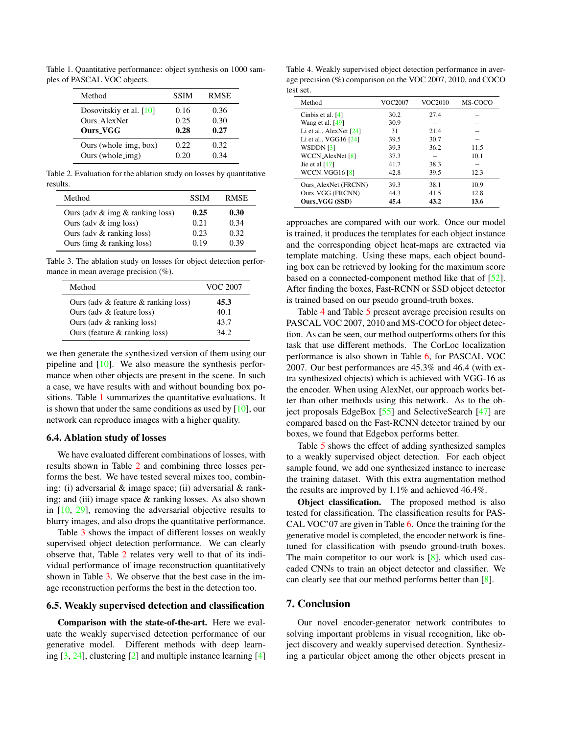Table 1. Quantitative performance: object synthesis on 1000 samples of PASCAL VOC objects.

| Method | SSIM | RMSE |
|---|---|---|
| Dosovitskiy et al. [10] | 0.16 | 0.36 |
| Ours_AlexNet | 0.25 | 0.30 |
| **Ours_VGG** | **0.28** | **0.27** |
| Ours (whole_img, box) | 0.22 | 0.32 |
| Ours (whole_img) | 0.20 | 0.34 |

Table 2. Evaluation for the ablation study on losses by quantitative results.

| Method | SSIM | RMSE |
|---|---|---|
| Ours (adv & img & ranking loss) | **0.25** | **0.30** |
| Ours (adv & img loss) | 0.21 | 0.34 |
| Ours (adv & ranking loss) | 0.23 | 0.32 |
| Ours (img & ranking loss) | 0.19 | 0.39 |

Table 3. The ablation study on losses for object detection performance in mean average precision (%).

| Method | VOC 2007 |
|---|---|
| Ours (adv & feature & ranking loss) | **45.3** |
| Ours (adv & feature loss) | 40.1 |
| Ours (adv & ranking loss) | 43.7 |
| Ours (feature & ranking loss) | 34.2 |

we then generate the synthesized version of them using our pipeline and [10]. We also measure the synthesis performance when other objects are present in the scene. In such a case, we have results with and without bounding box positions. Table 1 summarizes the quantitative evaluations. It is shown that under the same conditions as used by [10], our network can reproduce images with a higher quality.

### 6.4. Ablation study of losses

We have evaluated different combinations of losses, with results shown in Table 2 and combining three losses performs the best. We have tested several mixes too, combining: (i) adversarial & image space; (ii) adversarial & ranking; and (iii) image space & ranking losses. As also shown in [10, 29], removing the adversarial objective results to blurry images, and also drops the quantitative performance.

Table 3 shows the impact of different losses on weakly supervised object detection performance. We can clearly observe that, Table 2 relates very well to that of its individual performance of image reconstruction quantitatively shown in Table 3. We observe that the best case in the image reconstruction performs the best in the detection too.

### 6.5. Weakly supervised detection and classification

**Comparison with the state-of-the-art.** Here we evaluate the weakly supervised detection performance of our generative model. Different methods with deep learning [3, 24], clustering [2] and multiple instance learning [4] approaches are compared with our work. Once our model is trained, it produces the templates for each object instance and the corresponding object heat-maps are extracted via template matching. Using these maps, each object bounding box can be retrieved by looking for the maximum score based on a connected-component method like that of [52]. After finding the boxes, Fast-RCNN or SSD object detector is trained based on our pseudo ground-truth boxes.

Table 4. Weakly supervised object detection performance in average precision (%) comparison on the VOC 2007, 2010, and COCO test set.

| Method | VOC2007 | VOC2010 | MS-COCO |
|---|---|---|---|
| Cinbis et al. [4] | 30.2 | 27.4 | – |
| Wang et al. [49] | 30.9 | – | – |
| Li et al., AlexNet [24] | 31 | 21.4 | – |
| Li et al., VGG16 [24] | 39.5 | 30.7 | – |
| WSDDN [3] | 39.3 | 36.2 | 11.5 |
| WCCN_AlexNet [8] | 37.3 | – | 10.1 |
| Jie et al [17] | 41.7 | 38.3 | – |
| WCCN_VGG16 [8] | 42.8 | 39.5 | 12.3 |
| Ours_AlexNet (FRCNN) | 39.3 | 38.1 | 10.9 |
| Ours_VGG (FRCNN) | 44.3 | 41.5 | 12.8 |
| **Ours_VGG (SSD)** | **45.4** | **43.2** | **13.6** |

Table 4 and Table 5 present average precision results on PASCAL VOC 2007, 2010 and MS-COCO for object detection. As can be seen, our method outperforms others for this task that use different methods. The CorLoc localization performance is also shown in Table 6, for PASCAL VOC 2007. Our best performances are 45.3% and 46.4 (with extra synthesized objects) which is achieved with VGG-16 as the encoder. When using AlexNet, our approach works better than other methods using this network. As to the object proposals EdgeBox [55] and SelectiveSearch [47] are compared based on the Fast-RCNN detector trained by our boxes, we found that Edgebox performs better.

Table 5 shows the effect of adding synthesized samples to a weakly supervised object detection. For each object sample found, we add one synthesized instance to increase the training dataset. With this extra augmentation method the results are improved by 1.1% and achieved 46.4%.

**Object classification.** The proposed method is also tested for classification. The classification results for PASCAL VOC'07 are given in Table 6. Once the training for the generative model is completed, the encoder network is fine-tuned for classification with pseudo ground-truth boxes. The main competitor to our work is [8], which used cascaded CNNs to train an object detector and classifier. We can clearly see that our method performs better than [8].

## 7. Conclusion

Our novel encoder-generator network contributes to solving important problems in visual recognition, like object discovery and weakly supervised detection. Synthesizing a particular object among the other objects present in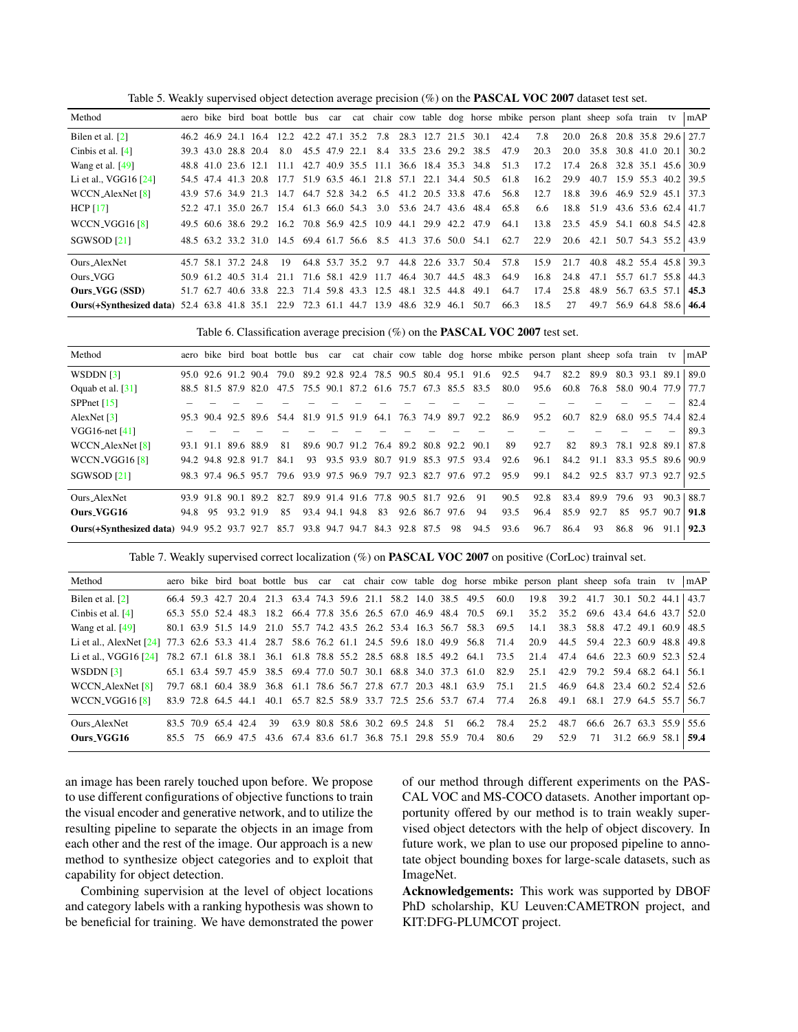Table 5. Weakly supervised object detection average precision (%) on the **PASCAL VOC 2007** dataset test set.

| Method | aero | bike | bird | boat | bottle | bus | car | cat | chair | cow | table | dog | horse | mbike | person | plant | sheep | sofa | train | tv | mAP |
|---|---|---|---|---|---|---|---|---|---|---|---|---|---|---|---|---|---|---|---|---|---|
| Bilen et al. [2] | 46.2 | 46.9 | 24.1 | 16.4 | 12.2 | 42.2 | 47.1 | 35.2 | 7.8 | 28.3 | 12.7 | 21.5 | 30.1 | 42.4 | 7.8 | 20.0 | 26.8 | 20.8 | 35.8 | 29.6 | 27.7 |
| Cinbis et al. [4] | 39.3 | 43.0 | 28.8 | 20.4 | 8.0 | 45.5 | 47.9 | 22.1 | 8.4 | 33.5 | 23.6 | 29.2 | 38.5 | 47.9 | 20.3 | 20.0 | 35.8 | 30.8 | 41.0 | 20.1 | 30.2 |
| Wang et al. [49] | 48.8 | 41.0 | 23.6 | 12.1 | 11.1 | 42.7 | 40.9 | 35.5 | 11.1 | 36.6 | 18.4 | 35.3 | 34.8 | 51.3 | 17.2 | 17.4 | 26.8 | 32.8 | 35.1 | 45.6 | 30.9 |
| Li et al., VGG16 [24] | 54.5 | 47.4 | 41.3 | 20.8 | 17.7 | 51.9 | 63.5 | 46.1 | 21.8 | 57.1 | 22.1 | 34.4 | 50.5 | 61.8 | 16.2 | 29.9 | 40.7 | 15.9 | 55.3 | 40.2 | 39.5 |
| WCCN_AlexNet [8] | 43.9 | 57.6 | 34.9 | 21.3 | 14.7 | 64.7 | 52.8 | 34.2 | 6.5 | 41.2 | 20.5 | 33.8 | 47.6 | 56.8 | 12.7 | 18.8 | 39.6 | 46.9 | 52.9 | 45.1 | 37.3 |
| HCP [17] | 52.2 | 47.1 | 35.0 | 26.7 | 15.4 | 61.3 | 66.0 | 54.3 | 3.0 | 53.6 | 24.7 | 43.6 | 48.4 | 65.8 | 6.6 | 18.8 | 51.9 | 43.6 | 53.6 | 62.4 | 41.7 |
| WCCN_VGG16 [8] | 49.5 | 60.6 | 38.6 | 29.2 | 16.2 | 70.8 | 56.9 | 42.5 | 10.9 | 44.1 | 29.9 | 42.2 | 47.9 | 64.1 | 13.8 | 23.5 | 45.9 | 54.1 | 60.8 | 54.5 | 42.8 |
| SGWSOD [21] | 48.5 | 63.2 | 33.2 | 31.0 | 14.5 | 69.4 | 61.7 | 56.6 | 8.5 | 41.3 | 37.6 | 50.0 | 54.1 | 62.7 | 22.9 | 20.6 | 42.1 | 50.7 | 54.3 | 55.2 | 43.9 |
| Ours_AlexNet | 45.7 | 58.1 | 37.2 | 24.8 | 19 | 64.8 | 53.7 | 35.2 | 9.7 | 44.8 | 22.6 | 33.7 | 50.4 | 57.8 | 15.9 | 21.7 | 40.8 | 48.2 | 55.4 | 45.8 | 39.3 |
| Ours_VGG | 50.9 | 61.2 | 40.5 | 31.4 | 21.1 | 71.6 | 58.1 | 42.9 | 11.7 | 46.4 | 30.7 | 44.5 | 48.3 | 64.9 | 16.8 | 24.8 | 47.1 | 55.7 | 61.7 | 55.8 | 44.3 |
| **Ours_VGG (SSD)** | 51.7 | 62.7 | 40.6 | 33.8 | 22.3 | 71.4 | 59.8 | 43.3 | 12.5 | 48.1 | 32.5 | 44.8 | 49.1 | 64.7 | 17.4 | 25.8 | 48.9 | 56.7 | 63.5 | 57.1 | **45.3** |
| **Ours(+Synthesized data)** | 52.4 | 63.8 | 41.8 | 35.1 | 22.9 | 72.3 | 61.1 | 44.7 | 13.9 | 48.6 | 32.9 | 46.1 | 50.7 | 66.3 | 18.5 | 27 | 49.7 | 56.9 | 64.8 | 58.6 | **46.4** |

Table 6. Classification average precision (%) on the **PASCAL VOC 2007** test set.

| Method | aero | bike | bird | boat | bottle | bus | car | cat | chair | cow | table | dog | horse | mbike | person | plant | sheep | sofa | train | tv | mAP |
|---|---|---|---|---|---|---|---|---|---|---|---|---|---|---|---|---|---|---|---|---|---|
| WSDDN [3] | 95.0 | 92.6 | 91.2 | 90.4 | 79.0 | 89.2 | 92.8 | 92.4 | 78.5 | 90.5 | 80.4 | 95.1 | 91.6 | 92.5 | 94.7 | 82.2 | 89.9 | 80.3 | 93.1 | 89.1 | 89.0 |
| Oquab et al. [31] | 88.5 | 81.5 | 87.9 | 82.0 | 47.5 | 75.5 | 90.1 | 87.2 | 61.6 | 75.7 | 67.3 | 85.5 | 83.5 | 80.0 | 95.6 | 60.8 | 76.8 | 58.0 | 90.4 | 77.9 | 77.7 |
| SPPnet [15] | – | – | – | – | – | – | – | – | – | – | – | – | – | – | – | – | – | – | – | – | 82.4 |
| AlexNet [3] | 95.3 | 90.4 | 92.5 | 89.6 | 54.4 | 81.9 | 91.5 | 91.9 | 64.1 | 76.3 | 74.9 | 89.7 | 92.2 | 86.9 | 95.2 | 60.7 | 82.9 | 68.0 | 95.5 | 74.4 | 82.4 |
| VGG16-net [41] | – | – | – | – | – | – | – | – | – | – | – | – | – | – | – | – | – | – | – | – | 89.3 |
| WCCN_AlexNet [8] | 93.1 | 91.1 | 89.6 | 88.9 | 81 | 89.6 | 90.7 | 91.2 | 76.4 | 89.2 | 80.8 | 92.2 | 90.1 | 89 | 92.7 | 82 | 89.3 | 78.1 | 92.8 | 89.1 | 87.8 |
| WCCN_VGG16 [8] | 94.2 | 94.8 | 92.8 | 91.7 | 84.1 | 93 | 93.5 | 93.9 | 80.7 | 91.9 | 85.3 | 97.5 | 93.4 | 92.6 | 96.1 | 84.2 | 91.1 | 83.3 | 95.5 | 89.6 | 90.9 |
| SGWSOD [21] | 98.3 | 97.4 | 96.5 | 95.7 | 79.6 | 93.9 | 97.5 | 96.9 | 79.7 | 92.3 | 82.7 | 97.6 | 97.2 | 95.9 | 99.1 | 84.2 | 92.5 | 83.7 | 97.3 | 92.7 | 92.5 |
| Ours_AlexNet | 93.9 | 91.8 | 90.1 | 89.2 | 82.7 | 89.9 | 91.4 | 91.6 | 77.8 | 90.5 | 81.7 | 92.6 | 91 | 90.5 | 92.8 | 83.4 | 89.9 | 79.6 | 93 | 90.3 | 88.7 |
| **Ours_VGG16** | 94.8 | 95 | 93.2 | 91.9 | 85 | 93.4 | 94.1 | 94.8 | 83 | 92.6 | 86.7 | 97.6 | 94 | 93.5 | 96.4 | 85.9 | 92.7 | 85 | 95.7 | 90.7 | **91.8** |
| **Ours(+Synthesized data)** | 94.9 | 95.2 | 93.7 | 92.7 | 85.7 | 93.8 | 94.7 | 94.7 | 84.3 | 92.8 | 87.5 | 98 | 94.5 | 93.6 | 96.7 | 86.4 | 93 | 86.8 | 96 | 91.1 | **92.3** |

Table 7. Weakly supervised correct localization (%) on **PASCAL VOC 2007** on positive (CorLoc) trainval set.

| Method | aero | bike | bird | boat | bottle | bus | car | cat | chair | cow | table | dog | horse | mbike | person | plant | sheep | sofa | train | tv | mAP |
|---|---|---|---|---|---|---|---|---|---|---|---|---|---|---|---|---|---|---|---|---|---|
| Bilen et al. [2] | 66.4 | 59.3 | 42.7 | 20.4 | 21.3 | 63.4 | 74.3 | 59.6 | 21.1 | 58.2 | 14.0 | 38.5 | 49.5 | 60.0 | 19.8 | 39.2 | 41.7 | 30.1 | 50.2 | 44.1 | 43.7 |
| Cinbis et al. [4] | 65.3 | 55.0 | 52.4 | 48.3 | 18.2 | 66.4 | 77.8 | 35.6 | 26.5 | 67.0 | 46.9 | 48.4 | 70.5 | 69.1 | 35.2 | 35.2 | 69.6 | 43.4 | 64.6 | 43.7 | 52.0 |
| Wang et al. [49] | 80.1 | 63.9 | 51.5 | 14.9 | 21.0 | 55.7 | 74.2 | 43.5 | 26.2 | 53.4 | 16.3 | 56.7 | 58.3 | 69.5 | 14.1 | 38.3 | 58.8 | 47.2 | 49.1 | 60.9 | 48.5 |
| Li et al., AlexNet [24] | 77.3 | 62.6 | 53.3 | 41.4 | 28.7 | 58.6 | 76.2 | 61.1 | 24.5 | 59.6 | 18.0 | 49.9 | 56.8 | 71.4 | 20.9 | 44.5 | 59.4 | 22.3 | 60.9 | 48.8 | 49.8 |
| Li et al., VGG16 [24] | 78.2 | 67.1 | 61.8 | 38.1 | 36.1 | 61.8 | 78.8 | 55.2 | 28.5 | 68.8 | 18.5 | 49.2 | 64.1 | 73.5 | 21.4 | 47.4 | 64.6 | 22.3 | 60.9 | 52.3 | 52.4 |
| WSDDN [3] | 65.1 | 63.4 | 59.7 | 45.9 | 38.5 | 69.4 | 77.0 | 50.7 | 30.1 | 68.8 | 34.0 | 37.3 | 61.0 | 82.9 | 25.1 | 42.9 | 79.2 | 59.4 | 68.2 | 64.1 | 56.1 |
| WCCN_AlexNet [8] | 79.7 | 68.1 | 60.4 | 38.9 | 36.8 | 61.1 | 78.6 | 56.7 | 27.8 | 67.7 | 20.3 | 48.1 | 63.9 | 75.1 | 21.5 | 46.9 | 64.8 | 23.4 | 60.2 | 52.4 | 52.6 |
| WCCN_VGG16 [8] | 83.9 | 72.8 | 64.5 | 44.1 | 40.1 | 65.7 | 82.5 | 58.9 | 33.7 | 72.5 | 25.6 | 53.7 | 67.4 | 77.4 | 26.8 | 49.1 | 68.1 | 27.9 | 64.5 | 55.7 | 56.7 |
| Ours_AlexNet | 83.5 | 70.9 | 65.4 | 42.4 | 39 | 63.9 | 80.8 | 58.6 | 30.2 | 69.5 | 24.8 | 51 | 66.2 | 78.4 | 25.2 | 48.7 | 66.6 | 26.7 | 63.3 | 55.9 | 55.6 |
| **Ours_VGG16** | 85.5 | 75 | 66.9 | 47.5 | 43.6 | 67.4 | 83.6 | 61.7 | 36.8 | 75.1 | 29.8 | 55.9 | 70.4 | 80.6 | 29 | 52.9 | 71 | 31.2 | 66.9 | 58.1 | **59.4** |

an image has been rarely touched upon before. We propose to use different configurations of objective functions to train the visual encoder and generative network, and to utilize the resulting pipeline to separate the objects in an image from each other and the rest of the image. Our approach is a new method to synthesize object categories and to exploit that capability for object detection.

Combining supervision at the level of object locations and category labels with a ranking hypothesis was shown to be beneficial for training. We have demonstrated the power of our method through different experiments on the PASCAL VOC and MS-COCO datasets. Another important opportunity offered by our method is to train weakly supervised object detectors with the help of object discovery. In future work, we plan to use our proposed pipeline to annotate object bounding boxes for large-scale datasets, such as ImageNet.

**Acknowledgements:** This work was supported by DBOF PhD scholarship, KU Leuven:CAMETRON project, and KIT:DFG-PLUMCOT project.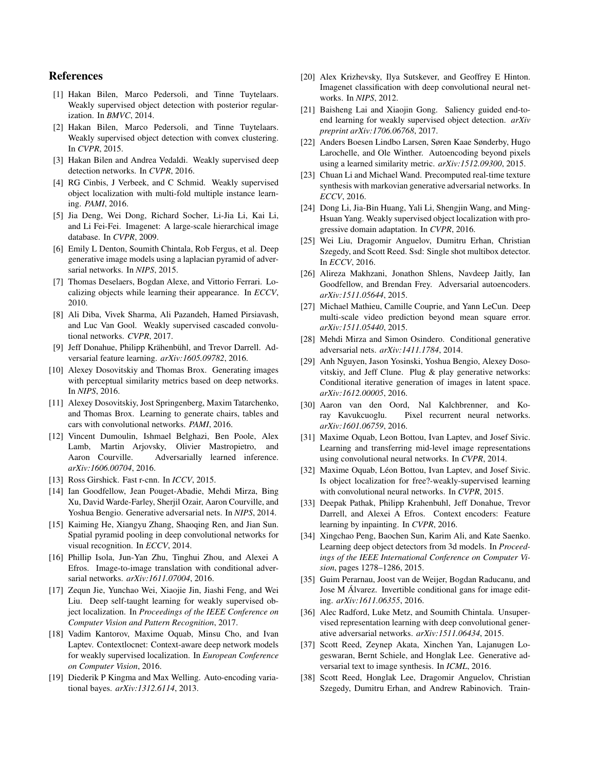## References

[1] Hakan Bilen, Marco Pedersoli, and Tinne Tuytelaars. Weakly supervised object detection with posterior regularization. In *BMVC*, 2014.

[2] Hakan Bilen, Marco Pedersoli, and Tinne Tuytelaars. Weakly supervised object detection with convex clustering. In *CVPR*, 2015.

[3] Hakan Bilen and Andrea Vedaldi. Weakly supervised deep detection networks. In *CVPR*, 2016.

[4] RG Cinbis, J Verbeek, and C Schmid. Weakly supervised object localization with multi-fold multiple instance learning. *PAMI*, 2016.

[5] Jia Deng, Wei Dong, Richard Socher, Li-Jia Li, Kai Li, and Li Fei-Fei. Imagenet: A large-scale hierarchical image database. In *CVPR*, 2009.

[6] Emily L Denton, Soumith Chintala, Rob Fergus, et al. Deep generative image models using a laplacian pyramid of adversarial networks. In *NIPS*, 2015.

[7] Thomas Deselaers, Bogdan Alexe, and Vittorio Ferrari. Localizing objects while learning their appearance. In *ECCV*, 2010.

[8] Ali Diba, Vivek Sharma, Ali Pazandeh, Hamed Pirsiavash, and Luc Van Gool. Weakly supervised cascaded convolutional networks. *CVPR*, 2017.

[9] Jeff Donahue, Philipp Krähenbühl, and Trevor Darrell. Adversarial feature learning. *arXiv:1605.09782*, 2016.

[10] Alexey Dosovitskiy and Thomas Brox. Generating images with perceptual similarity metrics based on deep networks. In *NIPS*, 2016.

[11] Alexey Dosovitskiy, Jost Springenberg, Maxim Tatarchenko, and Thomas Brox. Learning to generate chairs, tables and cars with convolutional networks. *PAMI*, 2016.

[12] Vincent Dumoulin, Ishmael Belghazi, Ben Poole, Alex Lamb, Martin Arjovsky, Olivier Mastropietro, and Aaron Courville. Adversarially learned inference. *arXiv:1606.00704*, 2016.

[13] Ross Girshick. Fast r-cnn. In *ICCV*, 2015.

[14] Ian Goodfellow, Jean Pouget-Abadie, Mehdi Mirza, Bing Xu, David Warde-Farley, Sherjil Ozair, Aaron Courville, and Yoshua Bengio. Generative adversarial nets. In *NIPS*, 2014.

[15] Kaiming He, Xiangyu Zhang, Shaoqing Ren, and Jian Sun. Spatial pyramid pooling in deep convolutional networks for visual recognition. In *ECCV*, 2014.

[16] Phillip Isola, Jun-Yan Zhu, Tinghui Zhou, and Alexei A Efros. Image-to-image translation with conditional adversarial networks. *arXiv:1611.07004*, 2016.

[17] Zequn Jie, Yunchao Wei, Xiaojie Jin, Jiashi Feng, and Wei Liu. Deep self-taught learning for weakly supervised object localization. In *Proceedings of the IEEE Conference on Computer Vision and Pattern Recognition*, 2017.

[18] Vadim Kantorov, Maxime Oquab, Minsu Cho, and Ivan Laptev. Contextlocnet: Context-aware deep network models for weakly supervised localization. In *European Conference on Computer Vision*, 2016.

[19] Diederik P Kingma and Max Welling. Auto-encoding variational bayes. *arXiv:1312.6114*, 2013.

[20] Alex Krizhevsky, Ilya Sutskever, and Geoffrey E Hinton. Imagenet classification with deep convolutional neural networks. In *NIPS*, 2012.

[21] Baisheng Lai and Xiaojin Gong. Saliency guided end-to-end learning for weakly supervised object detection. *arXiv preprint arXiv:1706.06768*, 2017.

[22] Anders Boesen Lindbo Larsen, Søren Kaae Sønderby, Hugo Larochelle, and Ole Winther. Autoencoding beyond pixels using a learned similarity metric. *arXiv:1512.09300*, 2015.

[23] Chuan Li and Michael Wand. Precomputed real-time texture synthesis with markovian generative adversarial networks. In *ECCV*, 2016.

[24] Dong Li, Jia-Bin Huang, Yali Li, Shengjin Wang, and Ming-Hsuan Yang. Weakly supervised object localization with progressive domain adaptation. In *CVPR*, 2016.

[25] Wei Liu, Dragomir Anguelov, Dumitru Erhan, Christian Szegedy, and Scott Reed. Ssd: Single shot multibox detector. In *ECCV*, 2016.

[26] Alireza Makhzani, Jonathon Shlens, Navdeep Jaitly, Ian Goodfellow, and Brendan Frey. Adversarial autoencoders. *arXiv:1511.05644*, 2015.

[27] Michael Mathieu, Camille Couprie, and Yann LeCun. Deep multi-scale video prediction beyond mean square error. *arXiv:1511.05440*, 2015.

[28] Mehdi Mirza and Simon Osindero. Conditional generative adversarial nets. *arXiv:1411.1784*, 2014.

[29] Anh Nguyen, Jason Yosinski, Yoshua Bengio, Alexey Dosovitskiy, and Jeff Clune. Plug & play generative networks: Conditional iterative generation of images in latent space. *arXiv:1612.00005*, 2016.

[30] Aaron van den Oord, Nal Kalchbrenner, and Koray Kavukcuoglu. Pixel recurrent neural networks. *arXiv:1601.06759*, 2016.

[31] Maxime Oquab, Leon Bottou, Ivan Laptev, and Josef Sivic. Learning and transferring mid-level image representations using convolutional neural networks. In *CVPR*, 2014.

[32] Maxime Oquab, Léon Bottou, Ivan Laptev, and Josef Sivic. Is object localization for free?-weakly-supervised learning with convolutional neural networks. In *CVPR*, 2015.

[33] Deepak Pathak, Philipp Krahenbuhl, Jeff Donahue, Trevor Darrell, and Alexei A Efros. Context encoders: Feature learning by inpainting. In *CVPR*, 2016.

[34] Xingchao Peng, Baochen Sun, Karim Ali, and Kate Saenko. Learning deep object detectors from 3d models. In *Proceedings of the IEEE International Conference on Computer Vision*, pages 1278–1286, 2015.

[35] Guim Perarnau, Joost van de Weijer, Bogdan Raducanu, and Jose M Álvarez. Invertible conditional gans for image editing. *arXiv:1611.06355*, 2016.

[36] Alec Radford, Luke Metz, and Soumith Chintala. Unsupervised representation learning with deep convolutional generative adversarial networks. *arXiv:1511.06434*, 2015.

[37] Scott Reed, Zeynep Akata, Xinchen Yan, Lajanugen Logeswaran, Bernt Schiele, and Honglak Lee. Generative adversarial text to image synthesis. In *ICML*, 2016.

[38] Scott Reed, Honglak Lee, Dragomir Anguelov, Christian Szegedy, Dumitru Erhan, and Andrew Rabinovich. Train-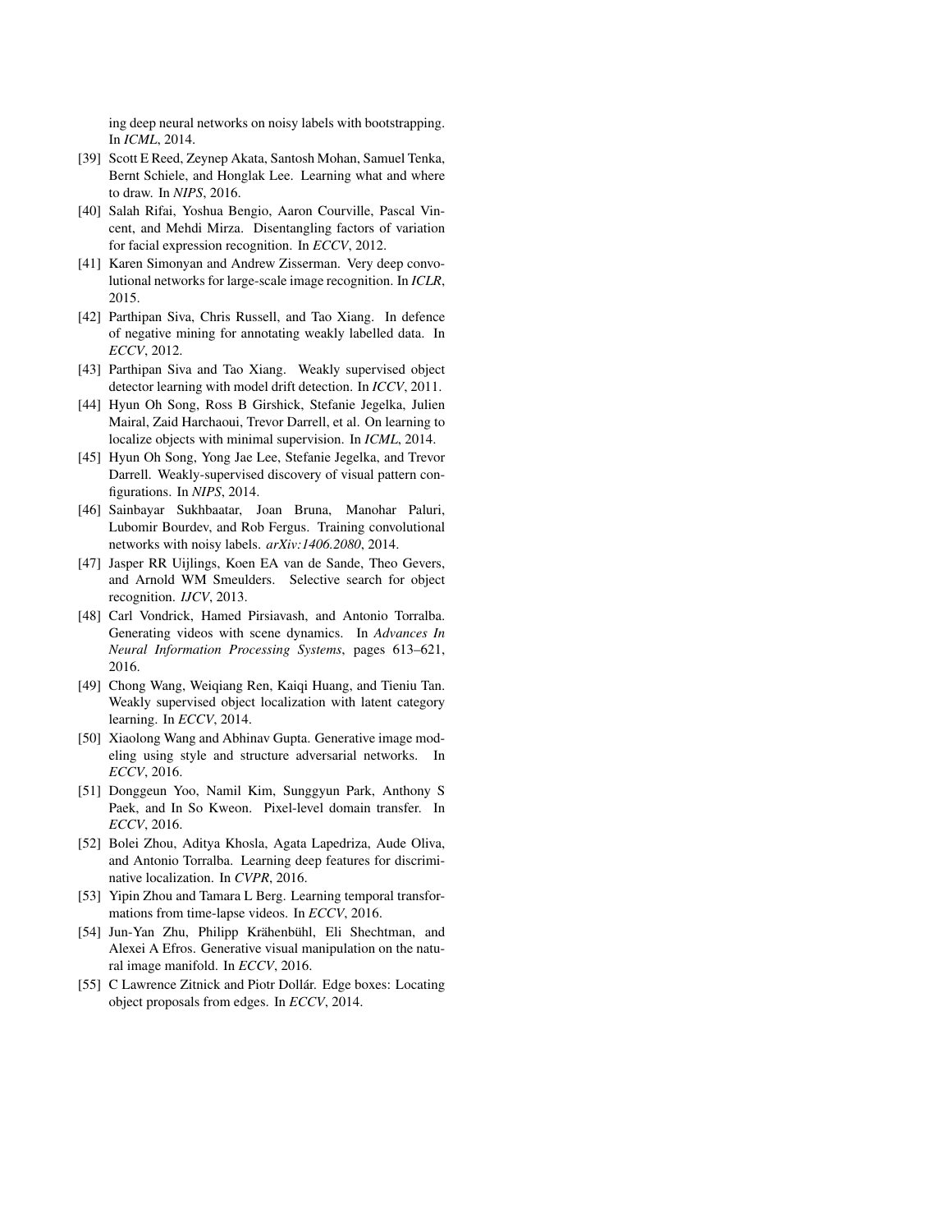ing deep neural networks on noisy labels with bootstrapping. In *ICML*, 2014.

[39] Scott E Reed, Zeynep Akata, Santosh Mohan, Samuel Tenka, Bernt Schiele, and Honglak Lee. Learning what and where to draw. In *NIPS*, 2016.

[40] Salah Rifai, Yoshua Bengio, Aaron Courville, Pascal Vincent, and Mehdi Mirza. Disentangling factors of variation for facial expression recognition. In *ECCV*, 2012.

[41] Karen Simonyan and Andrew Zisserman. Very deep convolutional networks for large-scale image recognition. In *ICLR*, 2015.

[42] Parthipan Siva, Chris Russell, and Tao Xiang. In defence of negative mining for annotating weakly labelled data. In *ECCV*, 2012.

[43] Parthipan Siva and Tao Xiang. Weakly supervised object detector learning with model drift detection. In *ICCV*, 2011.

[44] Hyun Oh Song, Ross B Girshick, Stefanie Jegelka, Julien Mairal, Zaid Harchaoui, Trevor Darrell, et al. On learning to localize objects with minimal supervision. In *ICML*, 2014.

[45] Hyun Oh Song, Yong Jae Lee, Stefanie Jegelka, and Trevor Darrell. Weakly-supervised discovery of visual pattern configurations. In *NIPS*, 2014.

[46] Sainbayar Sukhbaatar, Joan Bruna, Manohar Paluri, Lubomir Bourdev, and Rob Fergus. Training convolutional networks with noisy labels. *arXiv:1406.2080*, 2014.

[47] Jasper RR Uijlings, Koen EA van de Sande, Theo Gevers, and Arnold WM Smeulders. Selective search for object recognition. *IJCV*, 2013.

[48] Carl Vondrick, Hamed Pirsiavash, and Antonio Torralba. Generating videos with scene dynamics. In *Advances In Neural Information Processing Systems*, pages 613–621, 2016.

[49] Chong Wang, Weiqiang Ren, Kaiqi Huang, and Tieniu Tan. Weakly supervised object localization with latent category learning. In *ECCV*, 2014.

[50] Xiaolong Wang and Abhinav Gupta. Generative image modeling using style and structure adversarial networks. In *ECCV*, 2016.

[51] Donggeun Yoo, Namil Kim, Sunggyun Park, Anthony S Paek, and In So Kweon. Pixel-level domain transfer. In *ECCV*, 2016.

[52] Bolei Zhou, Aditya Khosla, Agata Lapedriza, Aude Oliva, and Antonio Torralba. Learning deep features for discriminative localization. In *CVPR*, 2016.

[53] Yipin Zhou and Tamara L Berg. Learning temporal transformations from time-lapse videos. In *ECCV*, 2016.

[54] Jun-Yan Zhu, Philipp Krähenbühl, Eli Shechtman, and Alexei A Efros. Generative visual manipulation on the natural image manifold. In *ECCV*, 2016.

[55] C Lawrence Zitnick and Piotr Dollár. Edge boxes: Locating object proposals from edges. In *ECCV*, 2014.